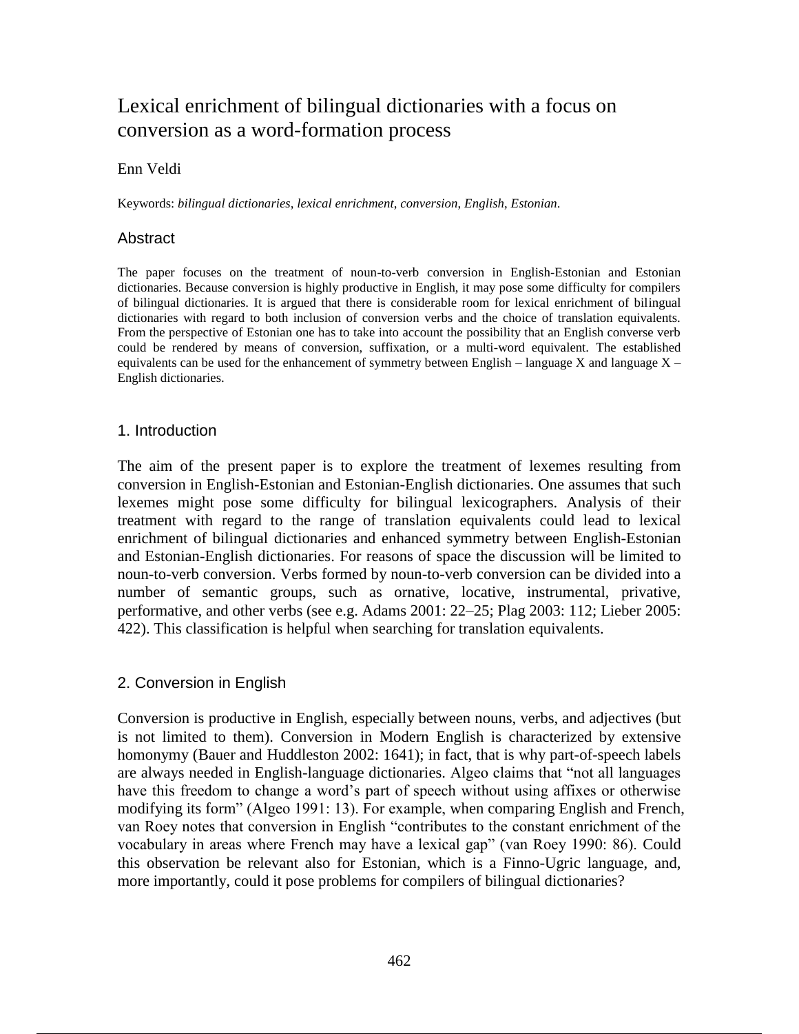# Lexical enrichment of bilingual dictionaries with a focus on conversion as a word-formation process

Enn Veldi

Keywords: *bilingual dictionaries*, *lexical enrichment*, *conversion*, *English*, *Estonian*.

## Abstract

The paper focuses on the treatment of noun-to-verb conversion in English-Estonian and Estonian dictionaries. Because conversion is highly productive in English, it may pose some difficulty for compilers of bilingual dictionaries. It is argued that there is considerable room for lexical enrichment of bilingual dictionaries with regard to both inclusion of conversion verbs and the choice of translation equivalents. From the perspective of Estonian one has to take into account the possibility that an English converse verb could be rendered by means of conversion, suffixation, or a multi-word equivalent. The established equivalents can be used for the enhancement of symmetry between English – language X and language X – English dictionaries.

## 1. Introduction

The aim of the present paper is to explore the treatment of lexemes resulting from conversion in English-Estonian and Estonian-English dictionaries. One assumes that such lexemes might pose some difficulty for bilingual lexicographers. Analysis of their treatment with regard to the range of translation equivalents could lead to lexical enrichment of bilingual dictionaries and enhanced symmetry between English-Estonian and Estonian-English dictionaries. For reasons of space the discussion will be limited to noun-to-verb conversion. Verbs formed by noun-to-verb conversion can be divided into a number of semantic groups, such as ornative, locative, instrumental, privative, performative, and other verbs (see e.g. Adams 2001: 22–25; Plag 2003: 112; Lieber 2005: 422). This classification is helpful when searching for translation equivalents.

## 2. Conversion in English

Conversion is productive in English, especially between nouns, verbs, and adjectives (but is not limited to them). Conversion in Modern English is characterized by extensive homonymy (Bauer and Huddleston 2002: 1641); in fact, that is why part-of-speech labels are always needed in English-language dictionaries. Algeo claims that "not all languages have this freedom to change a word's part of speech without using affixes or otherwise modifying its form" (Algeo 1991: 13). For example, when comparing English and French, van Roey notes that conversion in English "contributes to the constant enrichment of the vocabulary in areas where French may have a lexical gap" (van Roey 1990: 86). Could this observation be relevant also for Estonian, which is a Finno-Ugric language, and, more importantly, could it pose problems for compilers of bilingual dictionaries?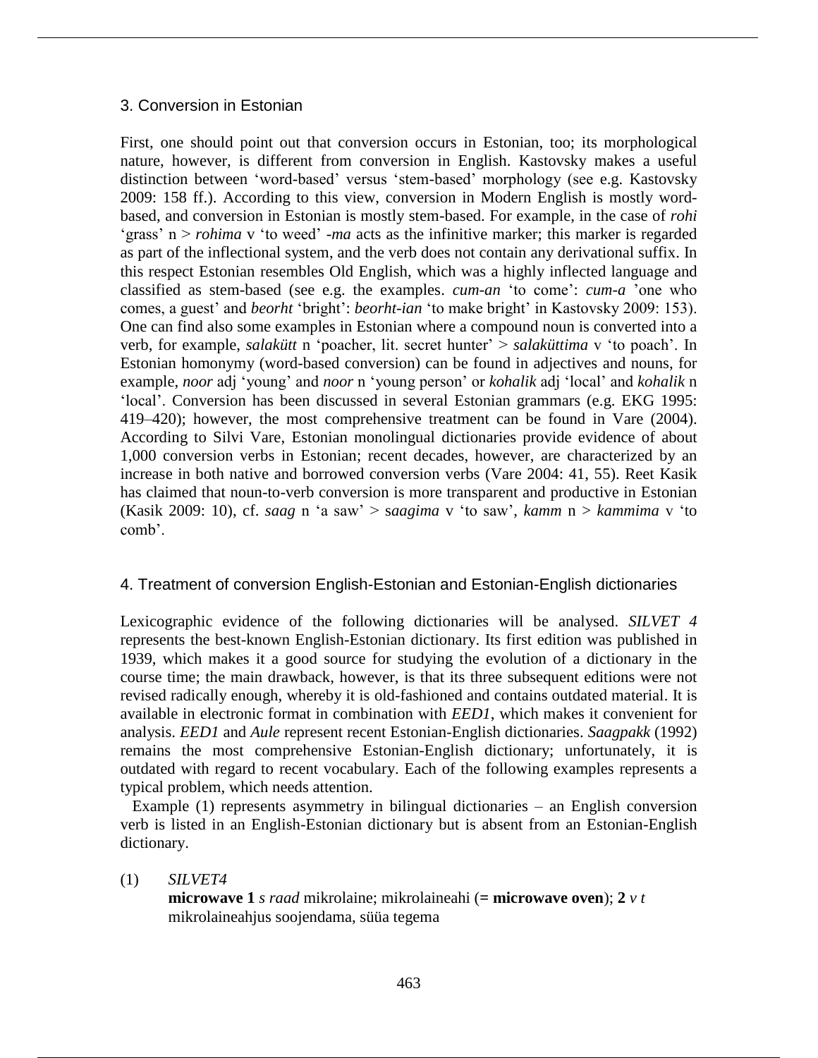## 3. Conversion in Estonian

First, one should point out that conversion occurs in Estonian, too; its morphological nature, however, is different from conversion in English. Kastovsky makes a useful distinction between 'word-based' versus 'stem-based' morphology (see e.g. Kastovsky 2009: 158 ff.). According to this view, conversion in Modern English is mostly word-based, and conversion in Estonian is mostly stem-based. For example, in the case of *rohi* 'grass' n > *rohima* v 'to weed' *-ma* acts as the infinitive marker; this marker is regarded as part of the inflectional system, and the verb does not contain any derivational suffix. In this respect Estonian resembles Old English, which was a highly inflected language and classified as stem-based (see e.g. the examples. *cum-an* 'to come': *cum-a* 'one who comes, a guest' and *beorht* 'bright': *beorht-ian* 'to make bright' in Kastovsky 2009: 153). One can find also some examples in Estonian where a compound noun is converted into a verb, for example, *salakütt* n 'poacher, lit. secret hunter' > *salaküttima* v 'to poach'. In Estonian homonymy (word-based conversion) can be found in adjectives and nouns, for example, *noor* adj 'young' and *noor* n 'young person' or *kohalik* adj 'local' and *kohalik* n 'local'. Conversion has been discussed in several Estonian grammars (e.g. EKG 1995: 419–420); however, the most comprehensive treatment can be found in Vare (2004). According to Silvi Vare, Estonian monolingual dictionaries provide evidence of about 1,000 conversion verbs in Estonian; recent decades, however, are characterized by an increase in both native and borrowed conversion verbs (Vare 2004: 41, 55). Reet Kasik has claimed that noun-to-verb conversion is more transparent and productive in Estonian (Kasik 2009: 10), cf. *saag* n 'a saw' > s*aagima* v 'to saw', *kamm* n > *kammima* v 'to comb'.

## 4. Treatment of conversion English-Estonian and Estonian-English dictionaries

Lexicographic evidence of the following dictionaries will be analysed. *SILVET 4* represents the best-known English-Estonian dictionary. Its first edition was published in 1939, which makes it a good source for studying the evolution of a dictionary in the course time; the main drawback, however, is that its three subsequent editions were not revised radically enough, whereby it is old-fashioned and contains outdated material. It is available in electronic format in combination with *EED1*, which makes it convenient for analysis. *EED1* and *Aule* represent recent Estonian-English dictionaries. *Saagpakk* (1992) remains the most comprehensive Estonian-English dictionary; unfortunately, it is outdated with regard to recent vocabulary. Each of the following examples represents a typical problem, which needs attention.

Example (1) represents asymmetry in bilingual dictionaries – an English conversion verb is listed in an English-Estonian dictionary but is absent from an Estonian-English dictionary.

(1) *SILVET4*
**microwave 1** *s raad* mikrolaine; mikrolaineahi (**= microwave oven**); **2** *v t* mikrolaineahjus soojendama, süüa tegema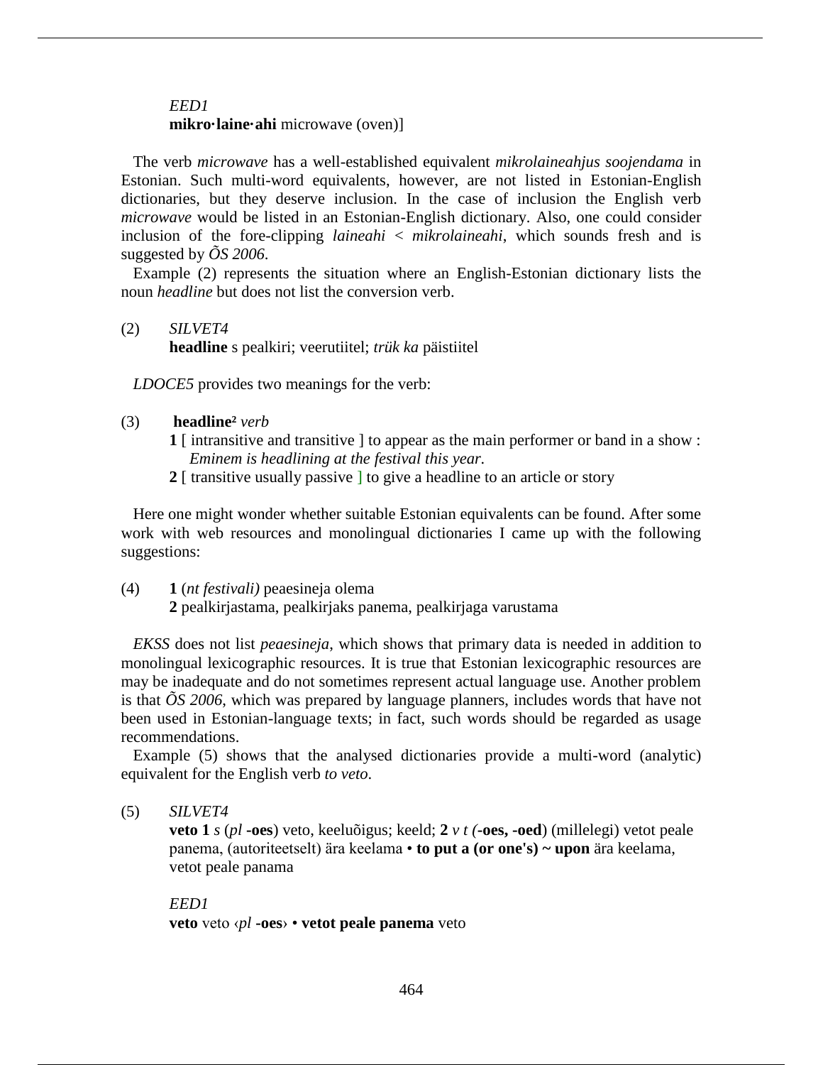*EED1*
**mikro·laine·ahi** microwave (oven)]

The verb *microwave* has a well-established equivalent *mikrolaineahjus soojendama* in Estonian. Such multi-word equivalents, however, are not listed in Estonian-English dictionaries, but they deserve inclusion. In the case of inclusion the English verb *microwave* would be listed in an Estonian-English dictionary. Also, one could consider inclusion of the fore-clipping *laineahi* < *mikrolaineahi*, which sounds fresh and is suggested by *ÕS 2006*.

Example (2) represents the situation where an English-Estonian dictionary lists the noun *headline* but does not list the conversion verb.

(2) *SILVET4*
**headline** s pealkiri; veerutiitel; *trük ka* päistiitel

*LDOCE5* provides two meanings for the verb:

(3) **headline**[2] *verb*
**1** [ intransitive and transitive ] to appear as the main performer or band in a show : *Eminem is headlining at the festival this year.*
**2** [ transitive usually passive ] to give a headline to an article or story

Here one might wonder whether suitable Estonian equivalents can be found. After some work with web resources and monolingual dictionaries I came up with the following suggestions:

(4) **1** (*nt festivali)* peaesineja olema
**2** pealkirjastama, pealkirjaks panema, pealkirjaga varustama

*EKSS* does not list *peaesineja*, which shows that primary data is needed in addition to monolingual lexicographic resources. It is true that Estonian lexicographic resources are may be inadequate and do not sometimes represent actual language use. Another problem is that *ÕS 2006*, which was prepared by language planners, includes words that have not been used in Estonian-language texts; in fact, such words should be regarded as usage recommendations.

Example (5) shows that the analysed dictionaries provide a multi-word (analytic) equivalent for the English verb *to veto*.

(5) *SILVET4*
**veto 1** *s* (*pl* **-oes**) veto, keeluõigus; keeld; **2** *v t (***-oes, -oed**) (millelegi) vetot peale panema, (autoriteetselt) ära keelama • **to put a (or one's) ~ upon** ära keelama, vetot peale panama

*EED1*
**veto** veto ‹*pl* **-oes**› • **vetot peale panema** veto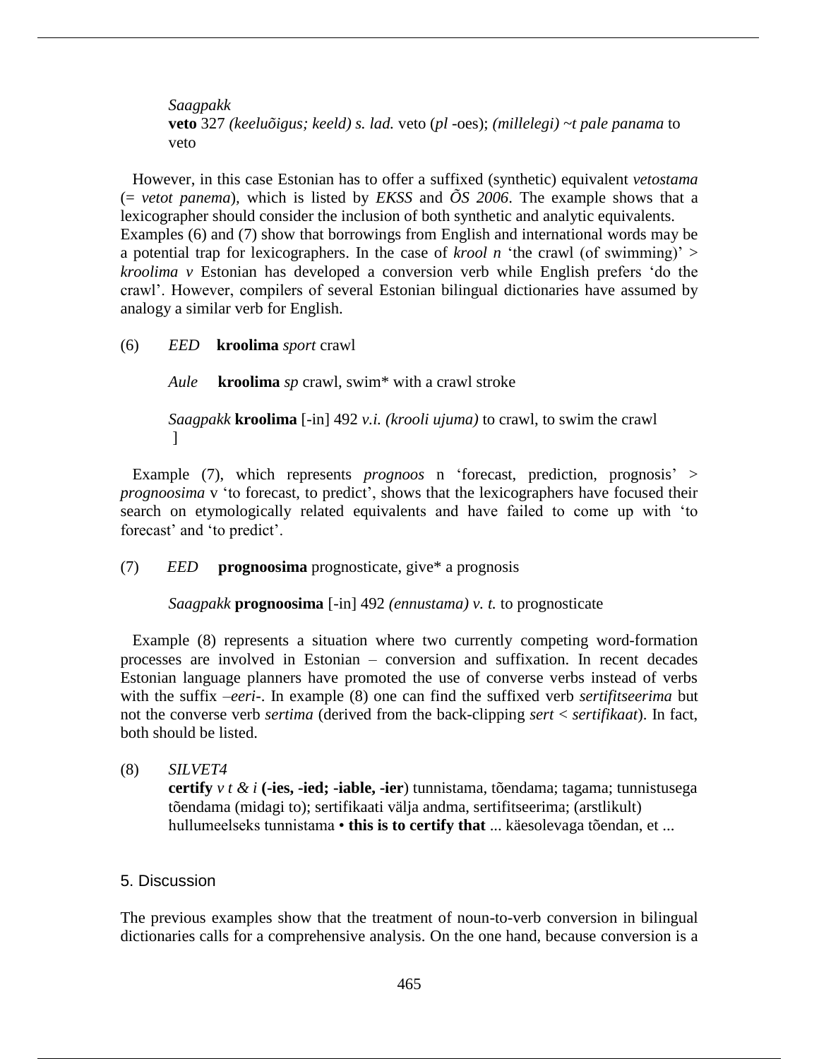*Saagpakk*
**veto** 327 *(keeluõigus; keeld) s. lad.* veto (*pl* -oes); *(millelegi) ~t pale panama* to veto

However, in this case Estonian has to offer a suffixed (synthetic) equivalent *vetostama* (= *vetot panema*), which is listed by *EKSS* and *ÕS 2006*. The example shows that a lexicographer should consider the inclusion of both synthetic and analytic equivalents. Examples (6) and (7) show that borrowings from English and international words may be a potential trap for lexicographers. In the case of *krool n* 'the crawl (of swimming)' > *kroolima v* Estonian has developed a conversion verb while English prefers 'do the crawl'. However, compilers of several Estonian bilingual dictionaries have assumed by analogy a similar verb for English.

(6) *EED* **kroolima** *sport* crawl

*Aule* **kroolima** *sp* crawl, swim* with a crawl stroke

*Saagpakk* **kroolima** [-in] 492 *v.i. (krooli ujuma)* to crawl, to swim the crawl ]

Example (7), which represents *prognoos* n 'forecast, prediction, prognosis' > *prognoosima* v 'to forecast, to predict', shows that the lexicographers have focused their search on etymologically related equivalents and have failed to come up with 'to forecast' and 'to predict'.

(7) *EED* **prognoosima** prognosticate, give* a prognosis

*Saagpakk* **prognoosima** [-in] 492 *(ennustama) v. t.* to prognosticate

Example (8) represents a situation where two currently competing word-formation processes are involved in Estonian – conversion and suffixation. In recent decades Estonian language planners have promoted the use of converse verbs instead of verbs with the suffix *–eeri-*. In example (8) one can find the suffixed verb *sertifitseerima* but not the converse verb *sertima* (derived from the back-clipping *sert* < *sertifikaat*). In fact, both should be listed.

(8) *SILVET4*
**certify** *v t & i* **(-ies, -ied; -iable, -ier**) tunnistama, tõendama; tagama; tunnistusega tõendama (midagi to); sertifikaati välja andma, sertifitseerima; (arstlikult) hullumeelseks tunnistama • **this is to certify that** ... käesolevaga tõendan, et ...

## 5. Discussion

The previous examples show that the treatment of noun-to-verb conversion in bilingual dictionaries calls for a comprehensive analysis. On the one hand, because conversion is a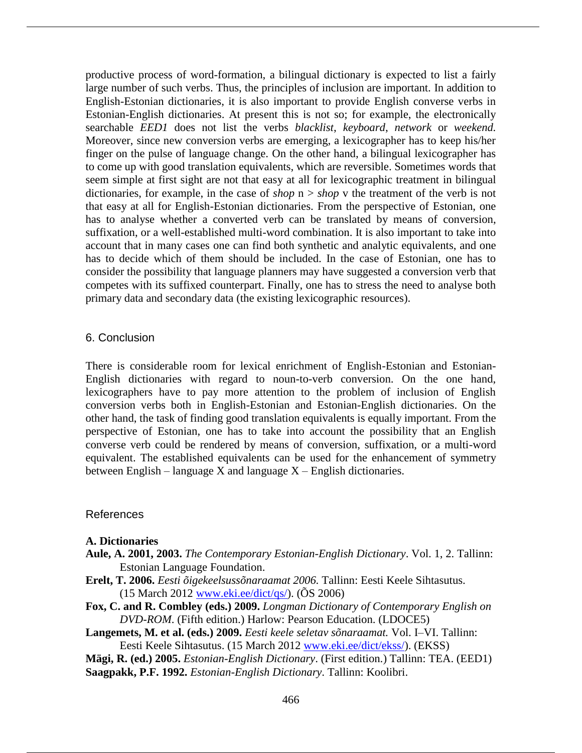productive process of word-formation, a bilingual dictionary is expected to list a fairly large number of such verbs. Thus, the principles of inclusion are important. In addition to English-Estonian dictionaries, it is also important to provide English converse verbs in Estonian-English dictionaries. At present this is not so; for example, the electronically searchable *EED1* does not list the verbs *blacklist*, *keyboard*, *network* or *weekend.* Moreover, since new conversion verbs are emerging, a lexicographer has to keep his/her finger on the pulse of language change. On the other hand, a bilingual lexicographer has to come up with good translation equivalents, which are reversible. Sometimes words that seem simple at first sight are not that easy at all for lexicographic treatment in bilingual dictionaries, for example, in the case of *shop* n > *shop* v the treatment of the verb is not that easy at all for English-Estonian dictionaries. From the perspective of Estonian, one has to analyse whether a converted verb can be translated by means of conversion, suffixation, or a well-established multi-word combination. It is also important to take into account that in many cases one can find both synthetic and analytic equivalents, and one has to decide which of them should be included. In the case of Estonian, one has to consider the possibility that language planners may have suggested a conversion verb that competes with its suffixed counterpart. Finally, one has to stress the need to analyse both primary data and secondary data (the existing lexicographic resources).

## 6. Conclusion

There is considerable room for lexical enrichment of English-Estonian and Estonian-English dictionaries with regard to noun-to-verb conversion. On the one hand, lexicographers have to pay more attention to the problem of inclusion of English conversion verbs both in English-Estonian and Estonian-English dictionaries. On the other hand, the task of finding good translation equivalents is equally important. From the perspective of Estonian, one has to take into account the possibility that an English converse verb could be rendered by means of conversion, suffixation, or a multi-word equivalent. The established equivalents can be used for the enhancement of symmetry between English – language X and language X – English dictionaries.

## References

### A. Dictionaries

**Aule, A. 2001, 2003.** *The Contemporary Estonian-English Dictionary*. Vol. 1, 2. Tallinn: Estonian Language Foundation.

**Erelt, T. 2006.** *Eesti õigekeelsussõnaraamat 2006.* Tallinn: Eesti Keele Sihtasutus. (15 March 2012 www.eki.ee/dict/qs/). (ÕS 2006)

**Fox, C. and R. Combley (eds.) 2009.** *Longman Dictionary of Contemporary English on DVD-ROM*. (Fifth edition.) Harlow: Pearson Education. (LDOCE5)

**Langemets, M. et al. (eds.) 2009.** *Eesti keele seletav sõnaraamat.* Vol. I–VI. Tallinn: Eesti Keele Sihtasutus. (15 March 2012 www.eki.ee/dict/ekss/). (EKSS)

**Mägi, R. (ed.) 2005.** *Estonian-English Dictionary*. (First edition.) Tallinn: TEA. (EED1)

**Saagpakk, P.F. 1992.** *Estonian-English Dictionary*. Tallinn: Koolibri.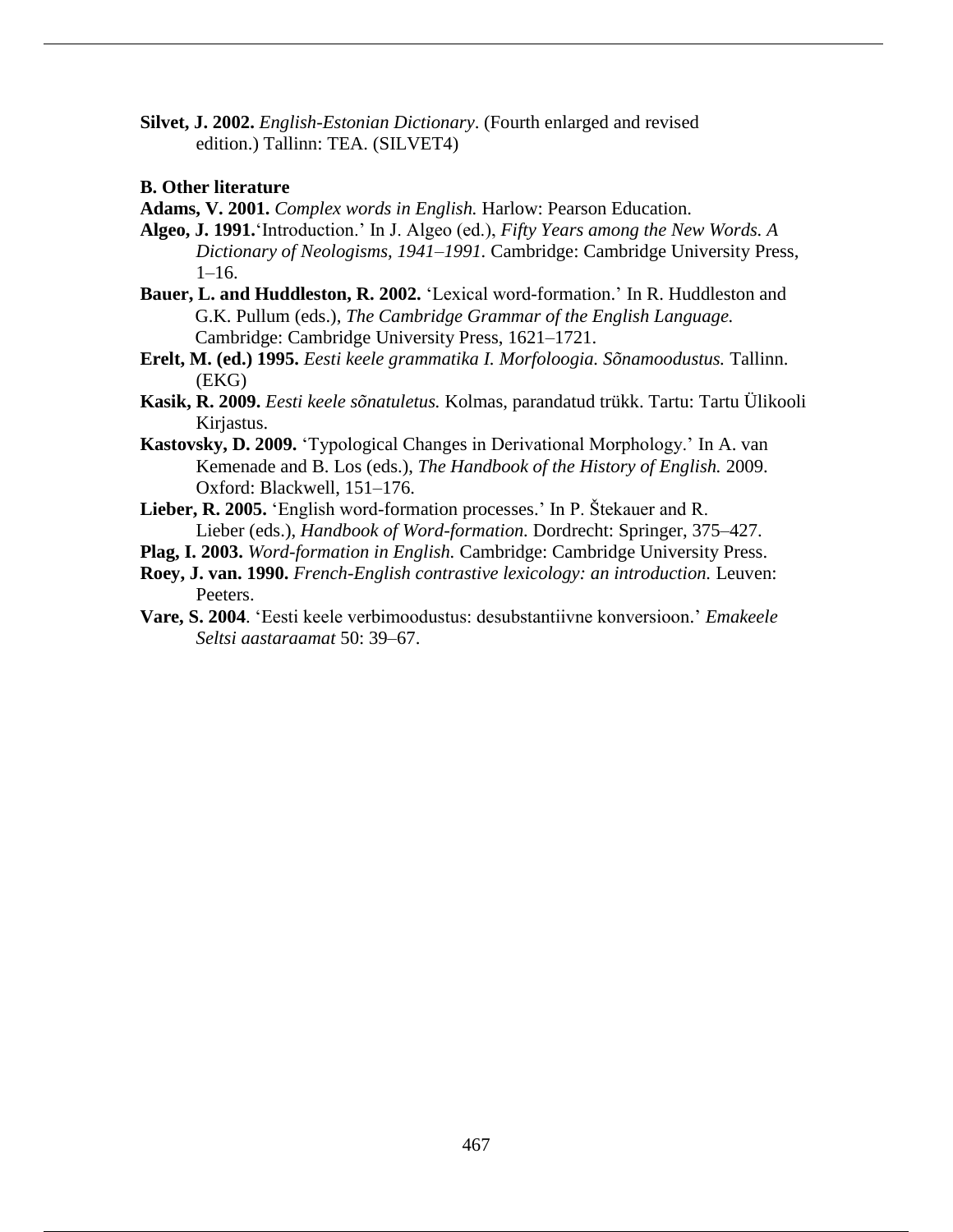**Silvet, J. 2002.** *English-Estonian Dictionary*. (Fourth enlarged and revised edition.) Tallinn: TEA. (SILVET4)

### B. Other literature

**Adams, V. 2001.** *Complex words in English.* Harlow: Pearson Education.

**Algeo, J. 1991.**'Introduction.' In J. Algeo (ed.), *Fifty Years among the New Words. A Dictionary of Neologisms, 1941–1991.* Cambridge: Cambridge University Press, 1–16.

**Bauer, L. and Huddleston, R. 2002.** 'Lexical word-formation.' In R. Huddleston and G.K. Pullum (eds.), *The Cambridge Grammar of the English Language.* Cambridge: Cambridge University Press, 1621–1721.

**Erelt, M. (ed.) 1995.** *Eesti keele grammatika I. Morfoloogia. Sõnamoodustus.* Tallinn. (EKG)

**Kasik, R. 2009.** *Eesti keele sõnatuletus.* Kolmas, parandatud trükk. Tartu: Tartu Ülikooli Kirjastus.

**Kastovsky, D. 2009.** 'Typological Changes in Derivational Morphology.' In A. van Kemenade and B. Los (eds.), *The Handbook of the History of English.* 2009. Oxford: Blackwell, 151–176.

**Lieber, R. 2005.** 'English word-formation processes.' In P. Štekauer and R. Lieber (eds.), *Handbook of Word-formation.* Dordrecht: Springer, 375–427.

**Plag, I. 2003.** *Word-formation in English.* Cambridge: Cambridge University Press.

**Roey, J. van. 1990.** *French-English contrastive lexicology: an introduction.* Leuven: Peeters.

**Vare, S. 2004**. 'Eesti keele verbimoodustus: desubstantiivne konversioon.' *Emakeele Seltsi aastaraamat* 50: 39–67.